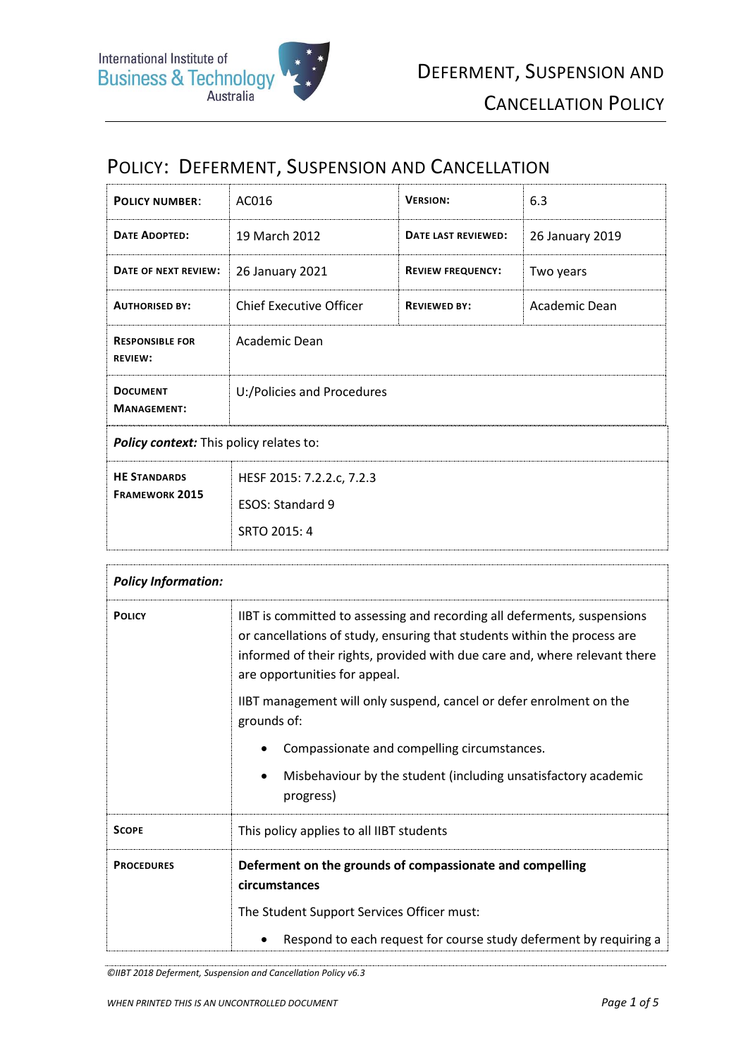# Policy: Deferment, Suspension and Cancellation

| **Policy Number:** | AC016 | **Version:** | 6.3 |
|---|---|---|---|
| **Date Adopted:** | 19 March 2012 | **Date Last Reviewed:** | 26 January 2019 |
| **Date of Next Review:** | 26 January 2021 | **Review Frequency:** | Two years |
| **Authorised By:** | Chief Executive Officer | **Reviewed By:** | Academic Dean |
| **Responsible for Review:** | Academic Dean | | |
| **Document Management:** | U:/Policies and Procedures | | |

| ***Policy context:*** This policy relates to: | |
|---|---|
| **HE Standards Framework 2015** | HESF 2015: 7.2.2.c, 7.2.3<br>ESOS: Standard 9<br>SRTO 2015: 4 |

| ***Policy Information:*** | |
|---|---|
| **Policy** | IIBT is committed to assessing and recording all deferments, suspensions or cancellations of study, ensuring that students within the process are informed of their rights, provided with due care and, where relevant there are opportunities for appeal.<br><br>IIBT management will only suspend, cancel or defer enrolment on the grounds of:<br>• Compassionate and compelling circumstances.<br>• Misbehaviour by the student (including unsatisfactory academic progress) |
| **Scope** | This policy applies to all IIBT students |
| **Procedures** | **Deferment on the grounds of compassionate and compelling circumstances**<br><br>The Student Support Services Officer must:<br>• Respond to each request for course study deferment by requiring a |

*©IIBT 2018 Deferment, Suspension and Cancellation Policy v6.3*

*WHEN PRINTED THIS IS AN UNCONTROLLED DOCUMENT*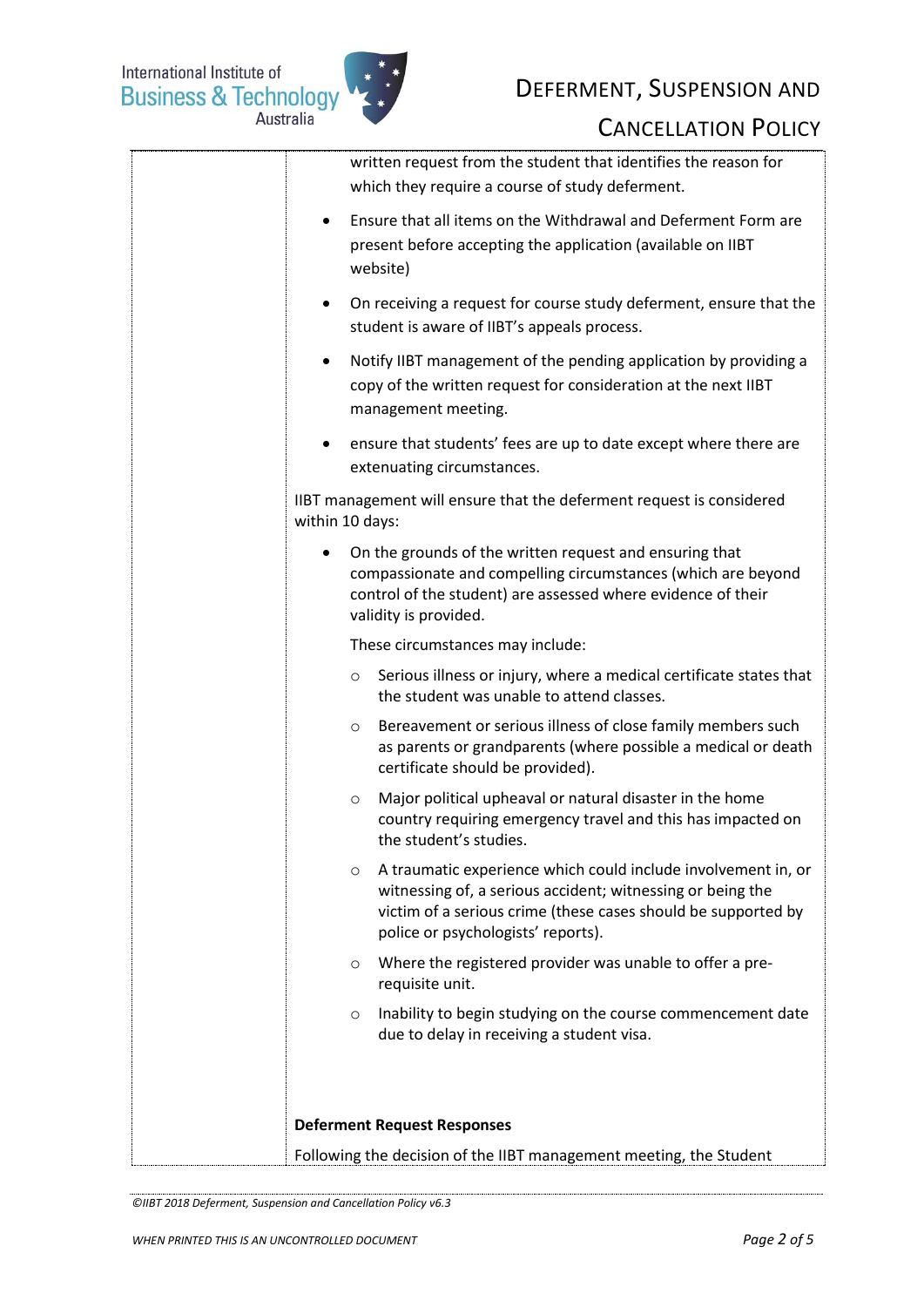written request from the student that identifies the reason for which they require a course of study deferment.

- Ensure that all items on the Withdrawal and Deferment Form are present before accepting the application (available on IIBT website)
- On receiving a request for course study deferment, ensure that the student is aware of IIBT's appeals process.
- Notify IIBT management of the pending application by providing a copy of the written request for consideration at the next IIBT management meeting.
- ensure that students' fees are up to date except where there are extenuating circumstances.

IIBT management will ensure that the deferment request is considered within 10 days:

- On the grounds of the written request and ensuring that compassionate and compelling circumstances (which are beyond control of the student) are assessed where evidence of their validity is provided.

  These circumstances may include:

  - Serious illness or injury, where a medical certificate states that the student was unable to attend classes.
  - Bereavement or serious illness of close family members such as parents or grandparents (where possible a medical or death certificate should be provided).
  - Major political upheaval or natural disaster in the home country requiring emergency travel and this has impacted on the student's studies.
  - A traumatic experience which could include involvement in, or witnessing of, a serious accident; witnessing or being the victim of a serious crime (these cases should be supported by police or psychologists' reports).
  - Where the registered provider was unable to offer a pre-requisite unit.
  - Inability to begin studying on the course commencement date due to delay in receiving a student visa.

**Deferment Request Responses**

Following the decision of the IIBT management meeting, the Student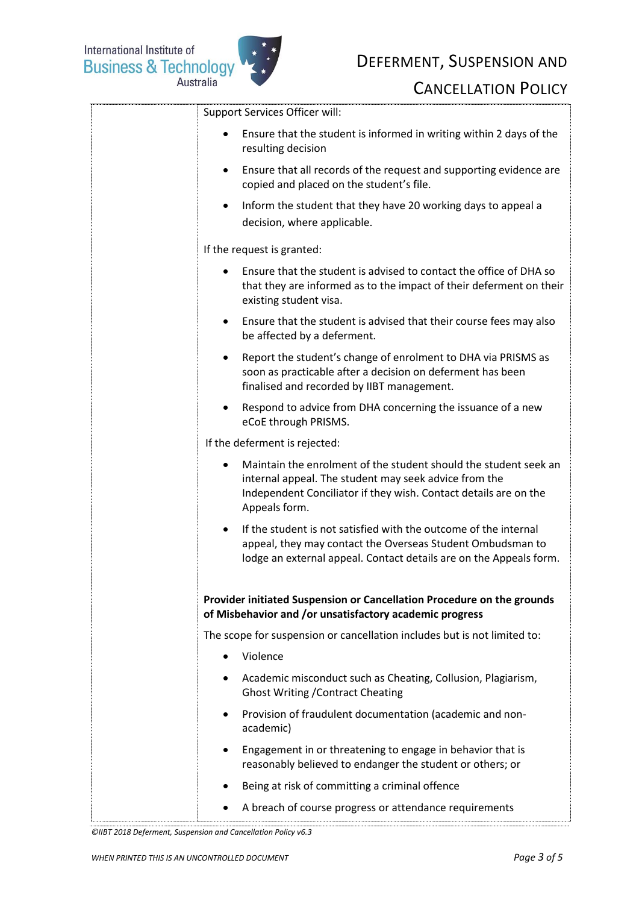Support Services Officer will:

- Ensure that the student is informed in writing within 2 days of the resulting decision
- Ensure that all records of the request and supporting evidence are copied and placed on the student's file.
- Inform the student that they have 20 working days to appeal a decision, where applicable.

If the request is granted:

- Ensure that the student is advised to contact the office of DHA so that they are informed as to the impact of their deferment on their existing student visa.
- Ensure that the student is advised that their course fees may also be affected by a deferment.
- Report the student's change of enrolment to DHA via PRISMS as soon as practicable after a decision on deferment has been finalised and recorded by IIBT management.
- Respond to advice from DHA concerning the issuance of a new eCoE through PRISMS.

If the deferment is rejected:

- Maintain the enrolment of the student should the student seek an internal appeal. The student may seek advice from the Independent Conciliator if they wish. Contact details are on the Appeals form.
- If the student is not satisfied with the outcome of the internal appeal, they may contact the Overseas Student Ombudsman to lodge an external appeal. Contact details are on the Appeals form.

**Provider initiated Suspension or Cancellation Procedure on the grounds of Misbehavior and /or unsatisfactory academic progress**

The scope for suspension or cancellation includes but is not limited to:

- Violence
- Academic misconduct such as Cheating, Collusion, Plagiarism, Ghost Writing /Contract Cheating
- Provision of fraudulent documentation (academic and non-academic)
- Engagement in or threatening to engage in behavior that is reasonably believed to endanger the student or others; or
- Being at risk of committing a criminal offence
- A breach of course progress or attendance requirements

*©IIBT 2018 Deferment, Suspension and Cancellation Policy v6.3*

*WHEN PRINTED THIS IS AN UNCONTROLLED DOCUMENT*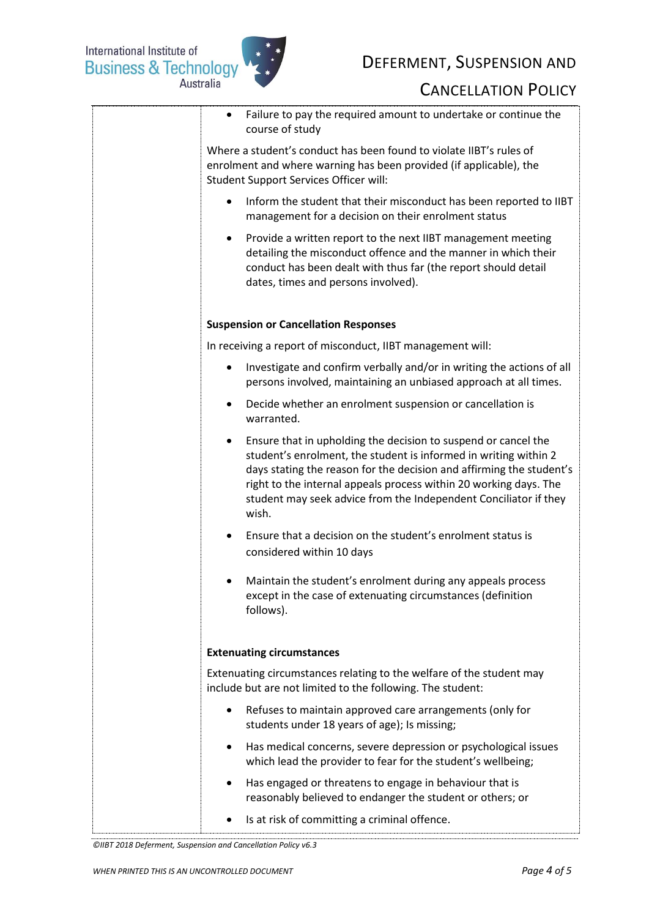- Failure to pay the required amount to undertake or continue the course of study

Where a student's conduct has been found to violate IIBT's rules of enrolment and where warning has been provided (if applicable), the Student Support Services Officer will:

- Inform the student that their misconduct has been reported to IIBT management for a decision on their enrolment status
- Provide a written report to the next IIBT management meeting detailing the misconduct offence and the manner in which their conduct has been dealt with thus far (the report should detail dates, times and persons involved).

**Suspension or Cancellation Responses**

In receiving a report of misconduct, IIBT management will:

- Investigate and confirm verbally and/or in writing the actions of all persons involved, maintaining an unbiased approach at all times.
- Decide whether an enrolment suspension or cancellation is warranted.
- Ensure that in upholding the decision to suspend or cancel the student's enrolment, the student is informed in writing within 2 days stating the reason for the decision and affirming the student's right to the internal appeals process within 20 working days. The student may seek advice from the Independent Conciliator if they wish.
- Ensure that a decision on the student's enrolment status is considered within 10 days
- Maintain the student's enrolment during any appeals process except in the case of extenuating circumstances (definition follows).

**Extenuating circumstances**

Extenuating circumstances relating to the welfare of the student may include but are not limited to the following. The student:

- Refuses to maintain approved care arrangements (only for students under 18 years of age); Is missing;
- Has medical concerns, severe depression or psychological issues which lead the provider to fear for the student's wellbeing;
- Has engaged or threatens to engage in behaviour that is reasonably believed to endanger the student or others; or
- Is at risk of committing a criminal offence.

*©IIBT 2018 Deferment, Suspension and Cancellation Policy v6.3*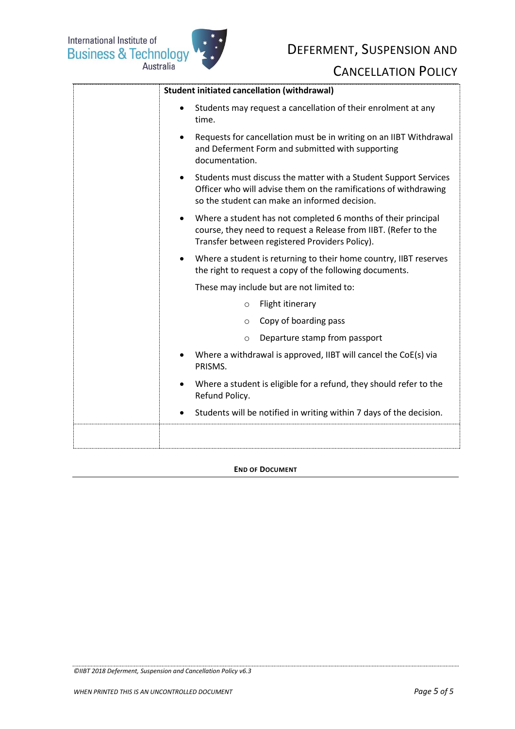| | |
|---|---|
| | **Student initiated cancellation (withdrawal)**<br><br>• Students may request a cancellation of their enrolment at any time.<br><br>• Requests for cancellation must be in writing on an IIBT Withdrawal and Deferment Form and submitted with supporting documentation.<br><br>• Students must discuss the matter with a Student Support Services Officer who will advise them on the ramifications of withdrawing so the student can make an informed decision.<br><br>• Where a student has not completed 6 months of their principal course, they need to request a Release from IIBT. (Refer to the Transfer between registered Providers Policy).<br><br>• Where a student is returning to their home country, IIBT reserves the right to request a copy of the following documents.<br><br>These may include but are not limited to:<br><br>◦ Flight itinerary<br>◦ Copy of boarding pass<br>◦ Departure stamp from passport<br><br>• Where a withdrawal is approved, IIBT will cancel the CoE(s) via PRISMS.<br><br>• Where a student is eligible for a refund, they should refer to the Refund Policy.<br><br>• Students will be notified in writing within 7 days of the decision. |
| | |

**END OF DOCUMENT**